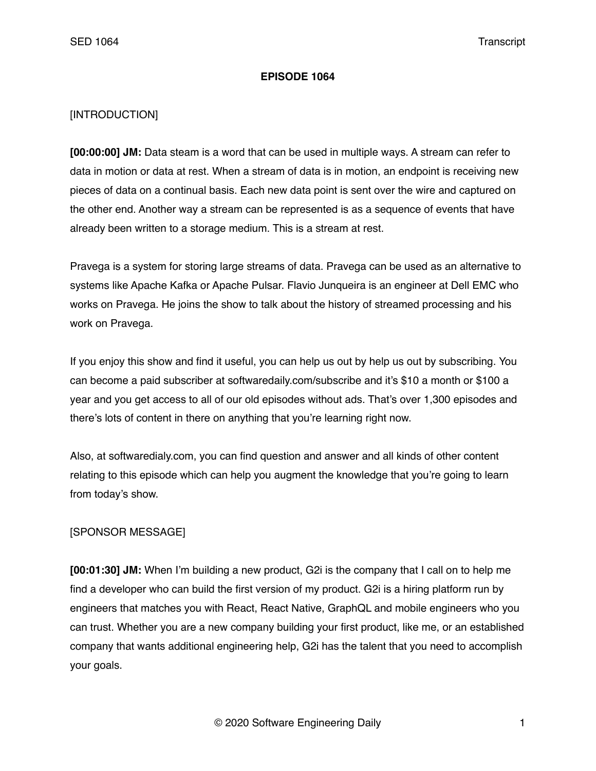**EPISODE 1064**

[INTRODUCTION]

**[00:00:00] JM:** Data steam is a word that can be used in multiple ways. A stream can refer to data in motion or data at rest. When a stream of data is in motion, an endpoint is receiving new pieces of data on a continual basis. Each new data point is sent over the wire and captured on the other end. Another way a stream can be represented is as a sequence of events that have already been written to a storage medium. This is a stream at rest.

Pravega is a system for storing large streams of data. Pravega can be used as an alternative to systems like Apache Kafka or Apache Pulsar. Flavio Junqueira is an engineer at Dell EMC who works on Pravega. He joins the show to talk about the history of streamed processing and his work on Pravega.

If you enjoy this show and find it useful, you can help us out by help us out by subscribing. You can become a paid subscriber at softwaredaily.com/subscribe and it's $10 a month or $100 a year and you get access to all of our old episodes without ads. That's over 1,300 episodes and there's lots of content in there on anything that you're learning right now.

Also, at softwaredialy.com, you can find question and answer and all kinds of other content relating to this episode which can help you augment the knowledge that you're going to learn from today's show.

[SPONSOR MESSAGE]

**[00:01:30] JM:** When I'm building a new product, G2i is the company that I call on to help me find a developer who can build the first version of my product. G2i is a hiring platform run by engineers that matches you with React, React Native, GraphQL and mobile engineers who you can trust. Whether you are a new company building your first product, like me, or an established company that wants additional engineering help, G2i has the talent that you need to accomplish your goals.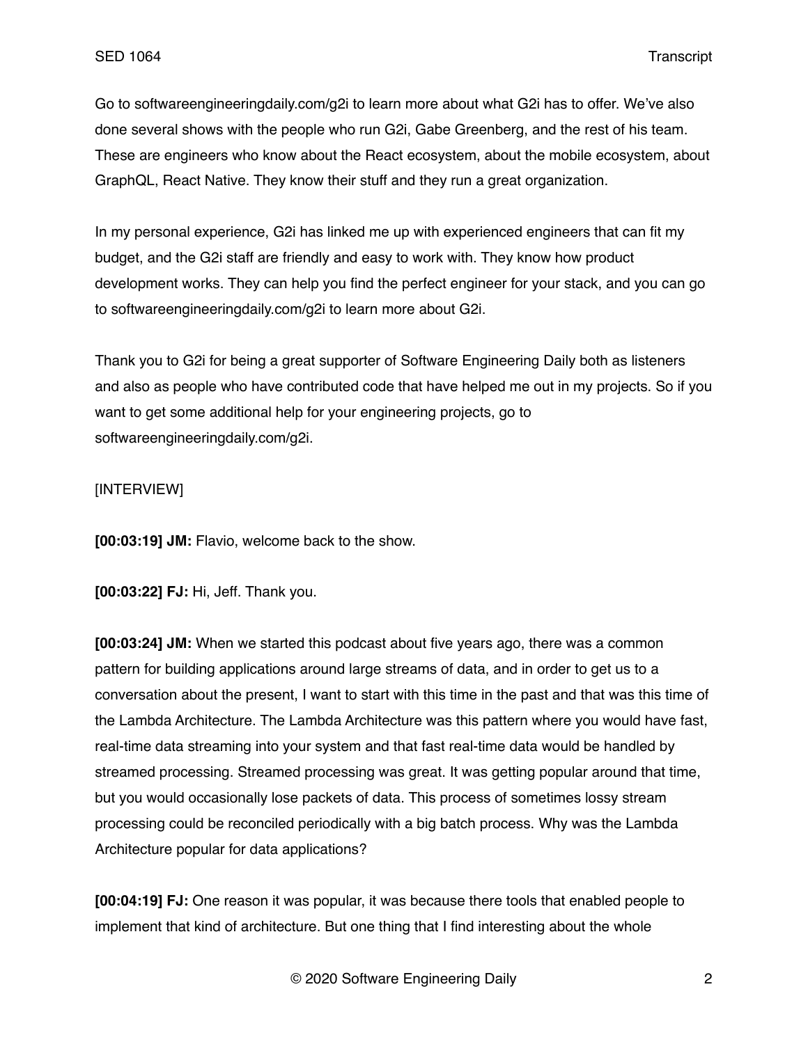Go to softwareengineeringdaily.com/g2i to learn more about what G2i has to offer. We've also done several shows with the people who run G2i, Gabe Greenberg, and the rest of his team. These are engineers who know about the React ecosystem, about the mobile ecosystem, about GraphQL, React Native. They know their stuff and they run a great organization.

In my personal experience, G2i has linked me up with experienced engineers that can fit my budget, and the G2i staff are friendly and easy to work with. They know how product development works. They can help you find the perfect engineer for your stack, and you can go to softwareengineeringdaily.com/g2i to learn more about G2i.

Thank you to G2i for being a great supporter of Software Engineering Daily both as listeners and also as people who have contributed code that have helped me out in my projects. So if you want to get some additional help for your engineering projects, go to softwareengineeringdaily.com/g2i.

[INTERVIEW]

**[00:03:19] JM:** Flavio, welcome back to the show.

**[00:03:22] FJ:** Hi, Jeff. Thank you.

**[00:03:24] JM:** When we started this podcast about five years ago, there was a common pattern for building applications around large streams of data, and in order to get us to a conversation about the present, I want to start with this time in the past and that was this time of the Lambda Architecture. The Lambda Architecture was this pattern where you would have fast, real-time data streaming into your system and that fast real-time data would be handled by streamed processing. Streamed processing was great. It was getting popular around that time, but you would occasionally lose packets of data. This process of sometimes lossy stream processing could be reconciled periodically with a big batch process. Why was the Lambda Architecture popular for data applications?

**[00:04:19] FJ:** One reason it was popular, it was because there tools that enabled people to implement that kind of architecture. But one thing that I find interesting about the whole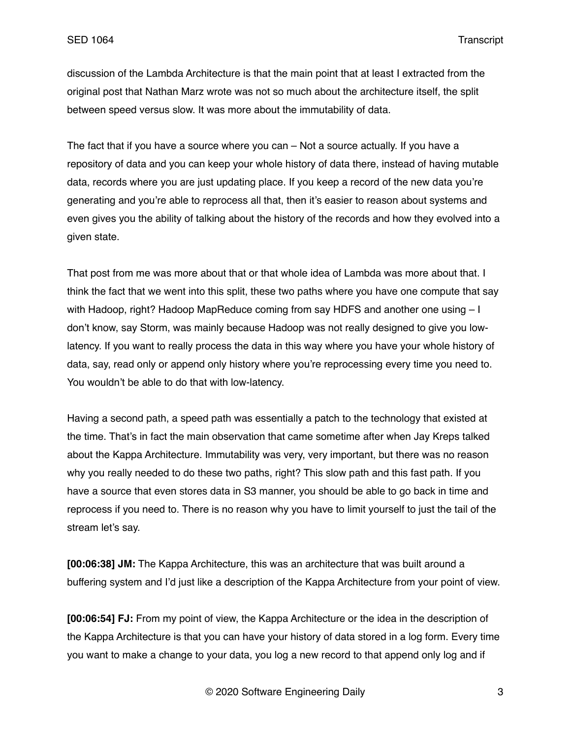discussion of the Lambda Architecture is that the main point that at least I extracted from the original post that Nathan Marz wrote was not so much about the architecture itself, the split between speed versus slow. It was more about the immutability of data.

The fact that if you have a source where you can – Not a source actually. If you have a repository of data and you can keep your whole history of data there, instead of having mutable data, records where you are just updating place. If you keep a record of the new data you're generating and you're able to reprocess all that, then it's easier to reason about systems and even gives you the ability of talking about the history of the records and how they evolved into a given state.

That post from me was more about that or that whole idea of Lambda was more about that. I think the fact that we went into this split, these two paths where you have one compute that say with Hadoop, right? Hadoop MapReduce coming from say HDFS and another one using – I don't know, say Storm, was mainly because Hadoop was not really designed to give you low-latency. If you want to really process the data in this way where you have your whole history of data, say, read only or append only history where you're reprocessing every time you need to. You wouldn't be able to do that with low-latency.

Having a second path, a speed path was essentially a patch to the technology that existed at the time. That's in fact the main observation that came sometime after when Jay Kreps talked about the Kappa Architecture. Immutability was very, very important, but there was no reason why you really needed to do these two paths, right? This slow path and this fast path. If you have a source that even stores data in S3 manner, you should be able to go back in time and reprocess if you need to. There is no reason why you have to limit yourself to just the tail of the stream let's say.

**[00:06:38] JM:** The Kappa Architecture, this was an architecture that was built around a buffering system and I'd just like a description of the Kappa Architecture from your point of view.

**[00:06:54] FJ:** From my point of view, the Kappa Architecture or the idea in the description of the Kappa Architecture is that you can have your history of data stored in a log form. Every time you want to make a change to your data, you log a new record to that append only log and if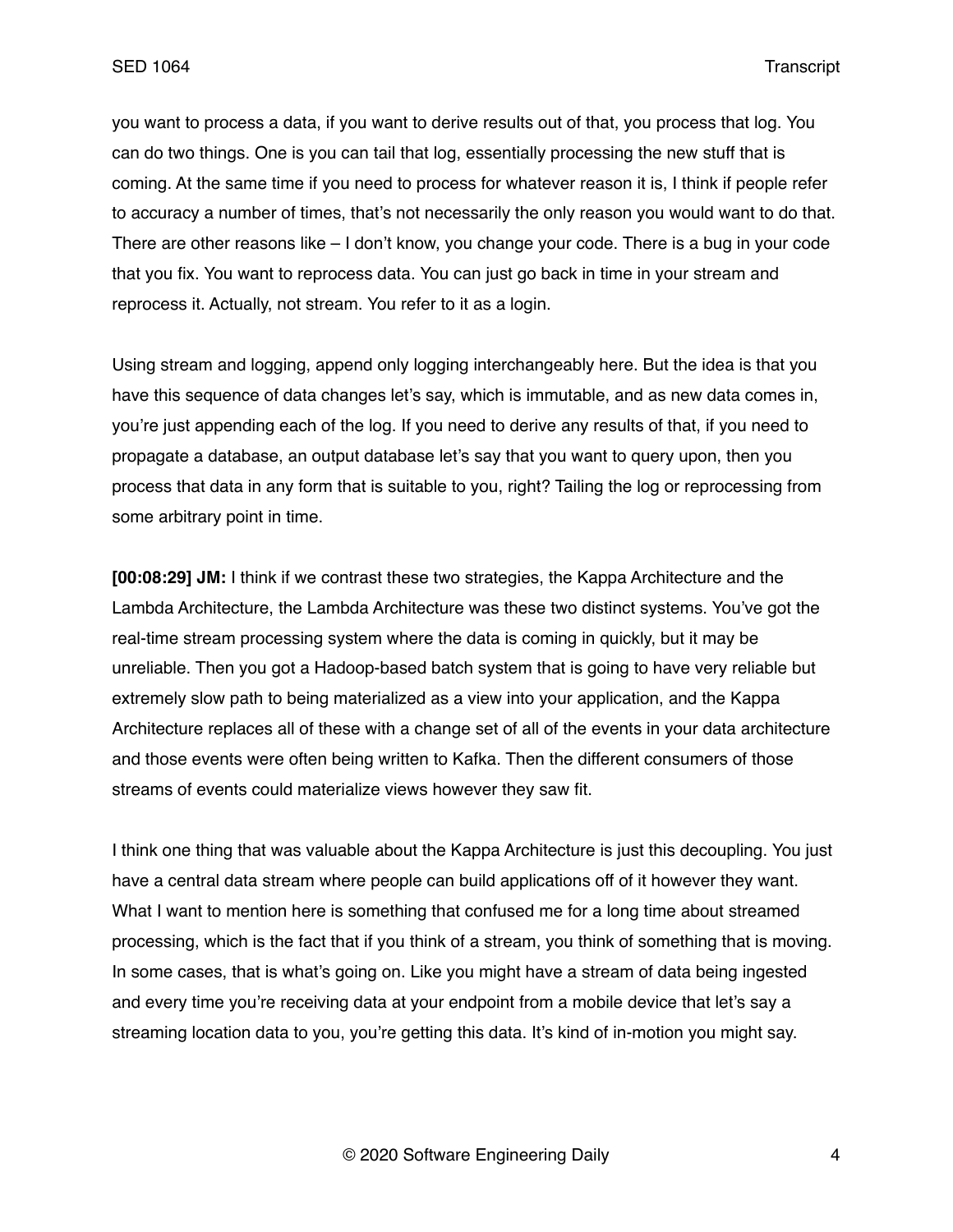you want to process a data, if you want to derive results out of that, you process that log. You can do two things. One is you can tail that log, essentially processing the new stuff that is coming. At the same time if you need to process for whatever reason it is, I think if people refer to accuracy a number of times, that's not necessarily the only reason you would want to do that. There are other reasons like – I don't know, you change your code. There is a bug in your code that you fix. You want to reprocess data. You can just go back in time in your stream and reprocess it. Actually, not stream. You refer to it as a login.

Using stream and logging, append only logging interchangeably here. But the idea is that you have this sequence of data changes let's say, which is immutable, and as new data comes in, you're just appending each of the log. If you need to derive any results of that, if you need to propagate a database, an output database let's say that you want to query upon, then you process that data in any form that is suitable to you, right? Tailing the log or reprocessing from some arbitrary point in time.

**[00:08:29] JM:** I think if we contrast these two strategies, the Kappa Architecture and the Lambda Architecture, the Lambda Architecture was these two distinct systems. You've got the real-time stream processing system where the data is coming in quickly, but it may be unreliable. Then you got a Hadoop-based batch system that is going to have very reliable but extremely slow path to being materialized as a view into your application, and the Kappa Architecture replaces all of these with a change set of all of the events in your data architecture and those events were often being written to Kafka. Then the different consumers of those streams of events could materialize views however they saw fit.

I think one thing that was valuable about the Kappa Architecture is just this decoupling. You just have a central data stream where people can build applications off of it however they want. What I want to mention here is something that confused me for a long time about streamed processing, which is the fact that if you think of a stream, you think of something that is moving. In some cases, that is what's going on. Like you might have a stream of data being ingested and every time you're receiving data at your endpoint from a mobile device that let's say a streaming location data to you, you're getting this data. It's kind of in-motion you might say.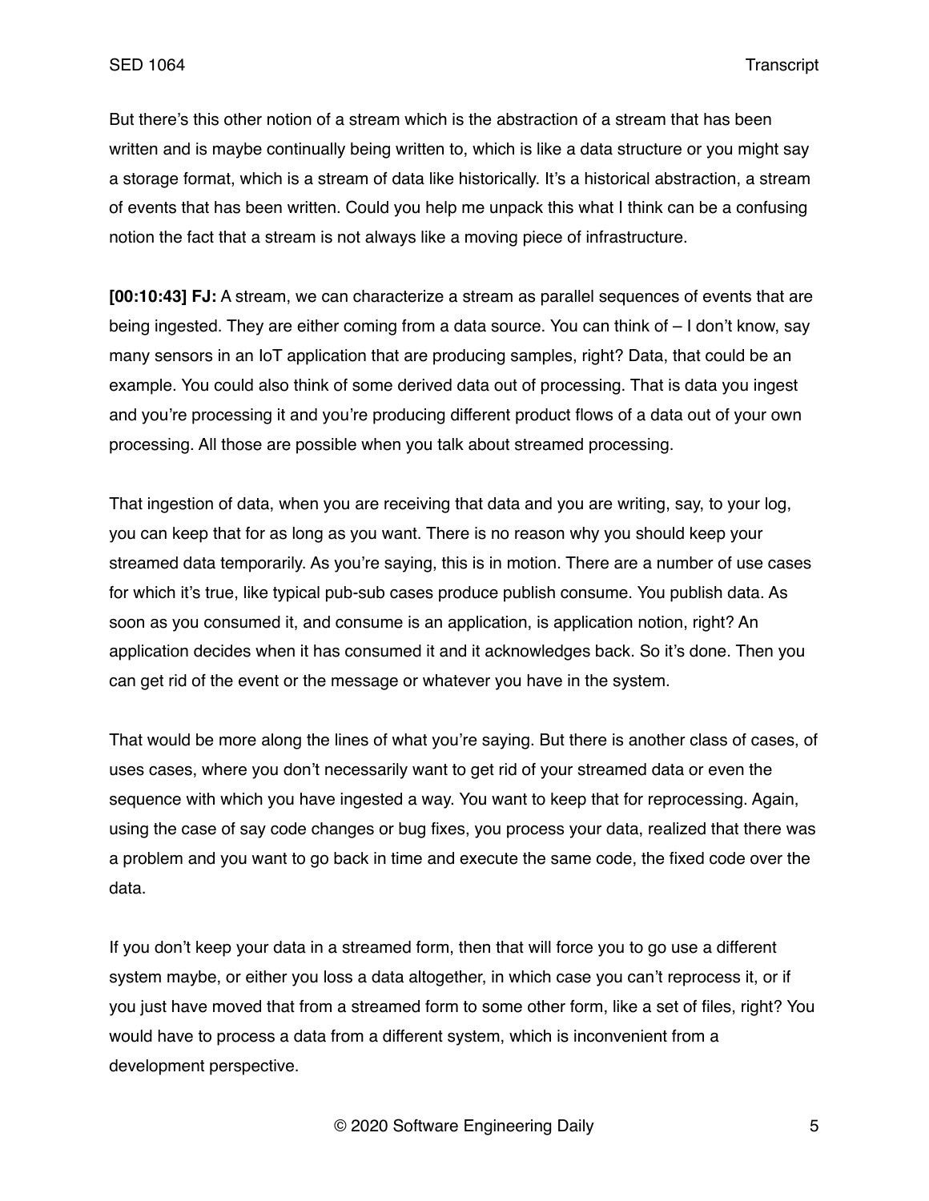But there's this other notion of a stream which is the abstraction of a stream that has been written and is maybe continually being written to, which is like a data structure or you might say a storage format, which is a stream of data like historically. It's a historical abstraction, a stream of events that has been written. Could you help me unpack this what I think can be a confusing notion the fact that a stream is not always like a moving piece of infrastructure.

**[00:10:43] FJ:** A stream, we can characterize a stream as parallel sequences of events that are being ingested. They are either coming from a data source. You can think of – I don't know, say many sensors in an IoT application that are producing samples, right? Data, that could be an example. You could also think of some derived data out of processing. That is data you ingest and you're processing it and you're producing different product flows of a data out of your own processing. All those are possible when you talk about streamed processing.

That ingestion of data, when you are receiving that data and you are writing, say, to your log, you can keep that for as long as you want. There is no reason why you should keep your streamed data temporarily. As you're saying, this is in motion. There are a number of use cases for which it's true, like typical pub-sub cases produce publish consume. You publish data. As soon as you consumed it, and consume is an application, is application notion, right? An application decides when it has consumed it and it acknowledges back. So it's done. Then you can get rid of the event or the message or whatever you have in the system.

That would be more along the lines of what you're saying. But there is another class of cases, of uses cases, where you don't necessarily want to get rid of your streamed data or even the sequence with which you have ingested a way. You want to keep that for reprocessing. Again, using the case of say code changes or bug fixes, you process your data, realized that there was a problem and you want to go back in time and execute the same code, the fixed code over the data.

If you don't keep your data in a streamed form, then that will force you to go use a different system maybe, or either you loss a data altogether, in which case you can't reprocess it, or if you just have moved that from a streamed form to some other form, like a set of files, right? You would have to process a data from a different system, which is inconvenient from a development perspective.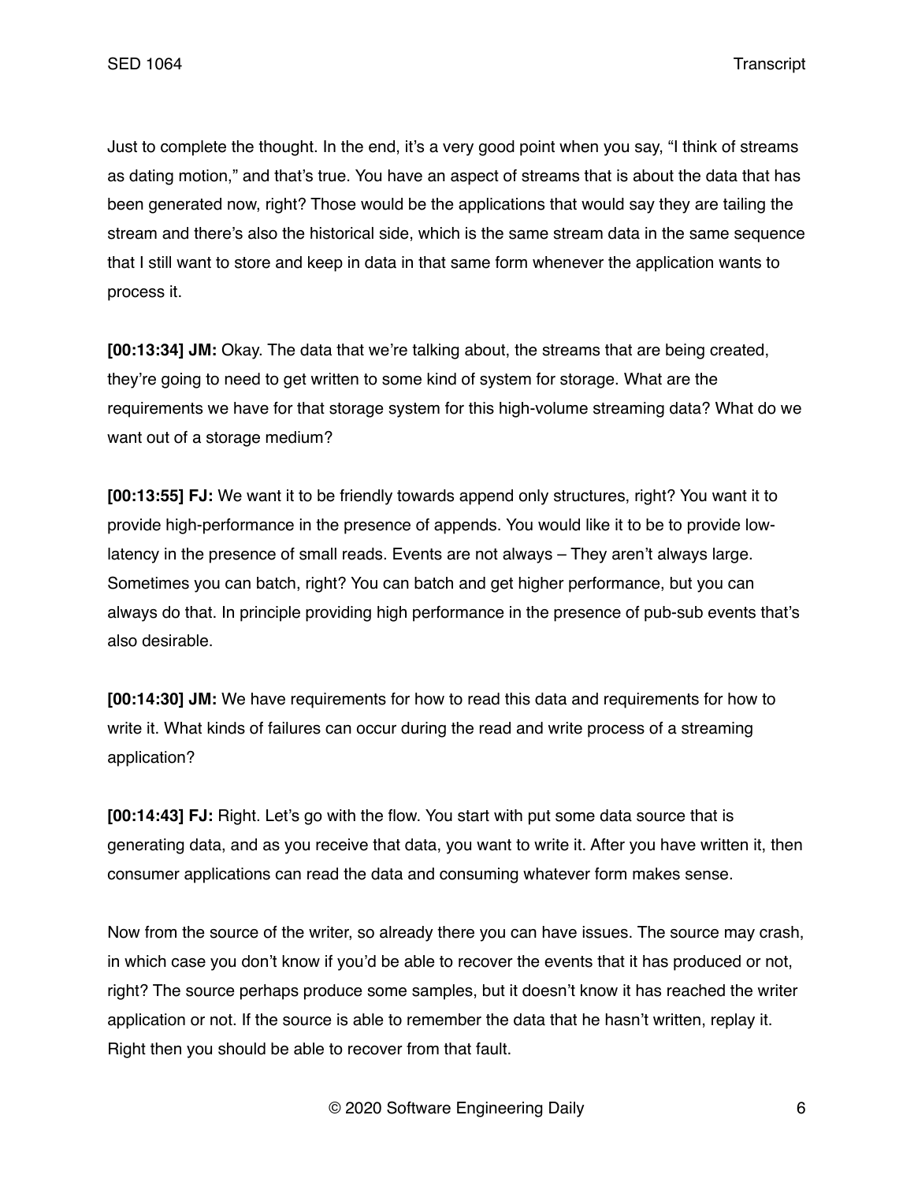Just to complete the thought. In the end, it's a very good point when you say, "I think of streams as dating motion," and that's true. You have an aspect of streams that is about the data that has been generated now, right? Those would be the applications that would say they are tailing the stream and there's also the historical side, which is the same stream data in the same sequence that I still want to store and keep in data in that same form whenever the application wants to process it.

**[00:13:34] JM:** Okay. The data that we're talking about, the streams that are being created, they're going to need to get written to some kind of system for storage. What are the requirements we have for that storage system for this high-volume streaming data? What do we want out of a storage medium?

**[00:13:55] FJ:** We want it to be friendly towards append only structures, right? You want it to provide high-performance in the presence of appends. You would like it to be to provide low-latency in the presence of small reads. Events are not always – They aren't always large. Sometimes you can batch, right? You can batch and get higher performance, but you can always do that. In principle providing high performance in the presence of pub-sub events that's also desirable.

**[00:14:30] JM:** We have requirements for how to read this data and requirements for how to write it. What kinds of failures can occur during the read and write process of a streaming application?

**[00:14:43] FJ:** Right. Let's go with the flow. You start with put some data source that is generating data, and as you receive that data, you want to write it. After you have written it, then consumer applications can read the data and consuming whatever form makes sense.

Now from the source of the writer, so already there you can have issues. The source may crash, in which case you don't know if you'd be able to recover the events that it has produced or not, right? The source perhaps produce some samples, but it doesn't know it has reached the writer application or not. If the source is able to remember the data that he hasn't written, replay it. Right then you should be able to recover from that fault.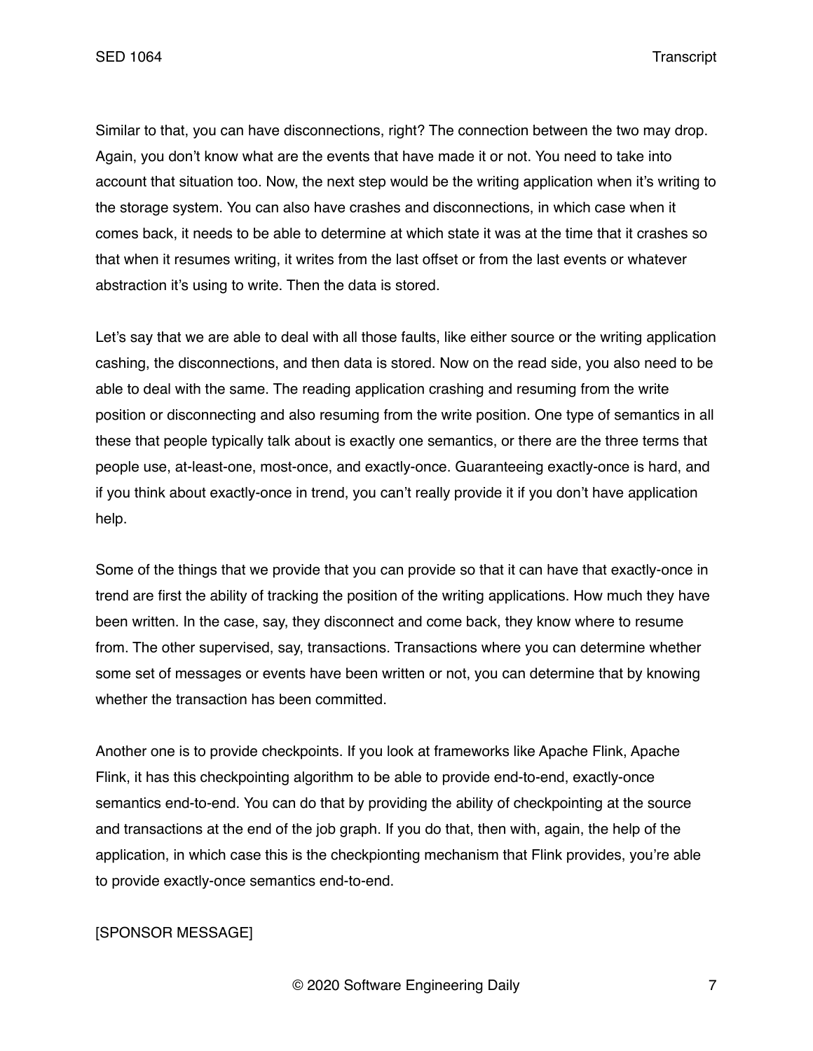Similar to that, you can have disconnections, right? The connection between the two may drop. Again, you don't know what are the events that have made it or not. You need to take into account that situation too. Now, the next step would be the writing application when it's writing to the storage system. You can also have crashes and disconnections, in which case when it comes back, it needs to be able to determine at which state it was at the time that it crashes so that when it resumes writing, it writes from the last offset or from the last events or whatever abstraction it's using to write. Then the data is stored.

Let's say that we are able to deal with all those faults, like either source or the writing application cashing, the disconnections, and then data is stored. Now on the read side, you also need to be able to deal with the same. The reading application crashing and resuming from the write position or disconnecting and also resuming from the write position. One type of semantics in all these that people typically talk about is exactly one semantics, or there are the three terms that people use, at-least-one, most-once, and exactly-once. Guaranteeing exactly-once is hard, and if you think about exactly-once in trend, you can't really provide it if you don't have application help.

Some of the things that we provide that you can provide so that it can have that exactly-once in trend are first the ability of tracking the position of the writing applications. How much they have been written. In the case, say, they disconnect and come back, they know where to resume from. The other supervised, say, transactions. Transactions where you can determine whether some set of messages or events have been written or not, you can determine that by knowing whether the transaction has been committed.

Another one is to provide checkpoints. If you look at frameworks like Apache Flink, Apache Flink, it has this checkpointing algorithm to be able to provide end-to-end, exactly-once semantics end-to-end. You can do that by providing the ability of checkpointing at the source and transactions at the end of the job graph. If you do that, then with, again, the help of the application, in which case this is the checkpionting mechanism that Flink provides, you're able to provide exactly-once semantics end-to-end.

[SPONSOR MESSAGE]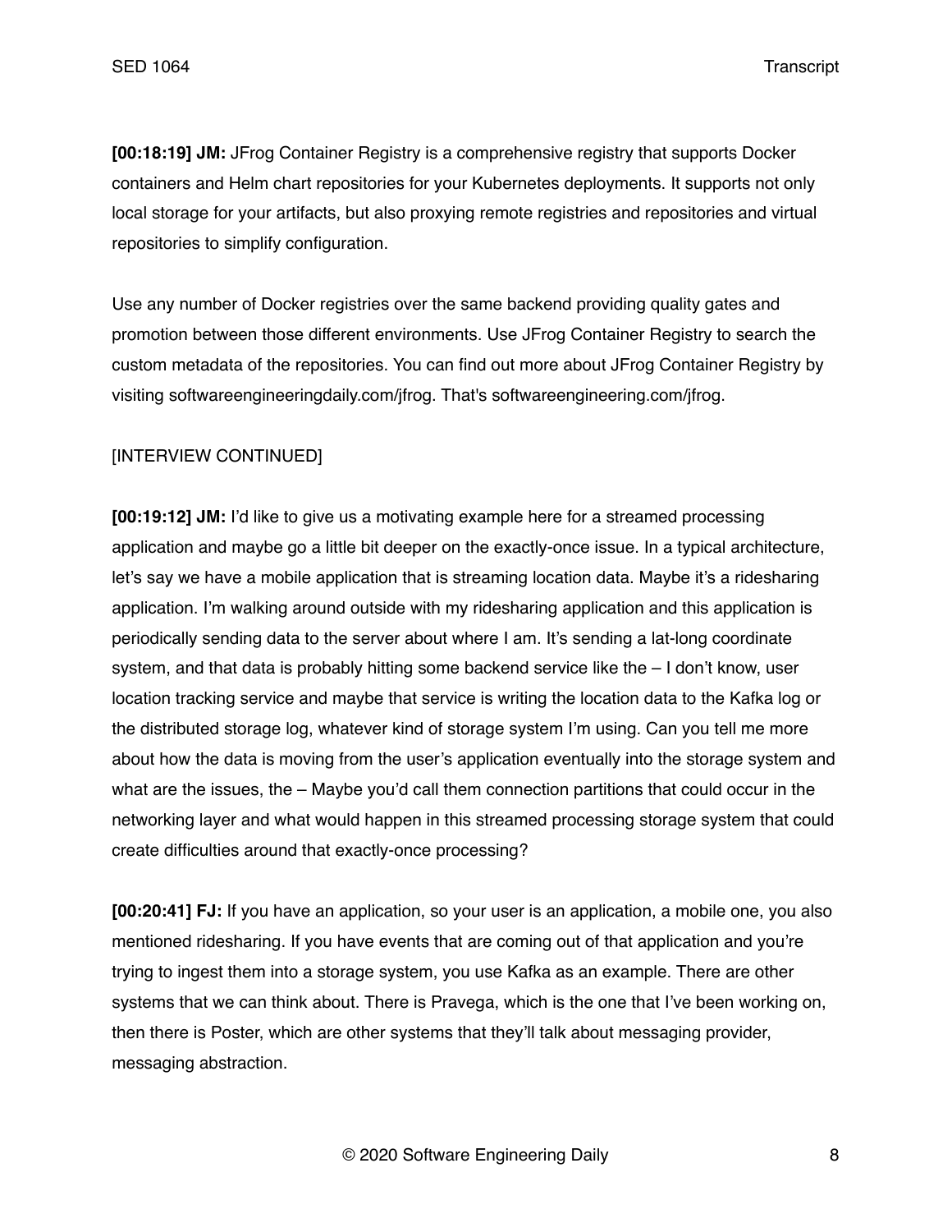**[00:18:19] JM:** JFrog Container Registry is a comprehensive registry that supports Docker containers and Helm chart repositories for your Kubernetes deployments. It supports not only local storage for your artifacts, but also proxying remote registries and repositories and virtual repositories to simplify configuration.

Use any number of Docker registries over the same backend providing quality gates and promotion between those different environments. Use JFrog Container Registry to search the custom metadata of the repositories. You can find out more about JFrog Container Registry by visiting softwareengineeringdaily.com/jfrog. That's softwareengineering.com/jfrog.

[INTERVIEW CONTINUED]

**[00:19:12] JM:** I'd like to give us a motivating example here for a streamed processing application and maybe go a little bit deeper on the exactly-once issue. In a typical architecture, let's say we have a mobile application that is streaming location data. Maybe it's a ridesharing application. I'm walking around outside with my ridesharing application and this application is periodically sending data to the server about where I am. It's sending a lat-long coordinate system, and that data is probably hitting some backend service like the – I don't know, user location tracking service and maybe that service is writing the location data to the Kafka log or the distributed storage log, whatever kind of storage system I'm using. Can you tell me more about how the data is moving from the user's application eventually into the storage system and what are the issues, the – Maybe you'd call them connection partitions that could occur in the networking layer and what would happen in this streamed processing storage system that could create difficulties around that exactly-once processing?

**[00:20:41] FJ:** If you have an application, so your user is an application, a mobile one, you also mentioned ridesharing. If you have events that are coming out of that application and you're trying to ingest them into a storage system, you use Kafka as an example. There are other systems that we can think about. There is Pravega, which is the one that I've been working on, then there is Poster, which are other systems that they'll talk about messaging provider, messaging abstraction.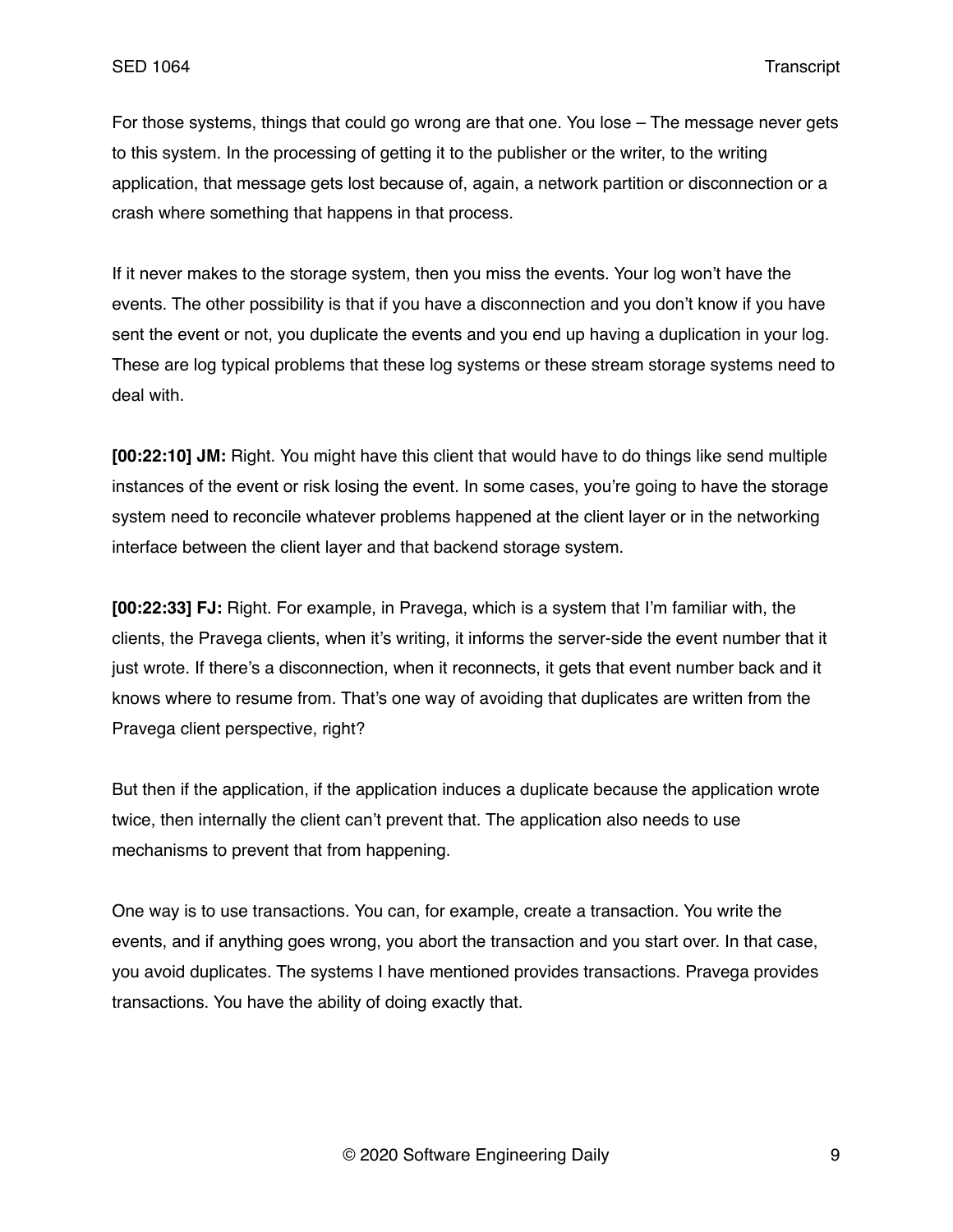For those systems, things that could go wrong are that one. You lose – The message never gets to this system. In the processing of getting it to the publisher or the writer, to the writing application, that message gets lost because of, again, a network partition or disconnection or a crash where something that happens in that process.

If it never makes to the storage system, then you miss the events. Your log won't have the events. The other possibility is that if you have a disconnection and you don't know if you have sent the event or not, you duplicate the events and you end up having a duplication in your log. These are log typical problems that these log systems or these stream storage systems need to deal with.

**[00:22:10] JM:** Right. You might have this client that would have to do things like send multiple instances of the event or risk losing the event. In some cases, you're going to have the storage system need to reconcile whatever problems happened at the client layer or in the networking interface between the client layer and that backend storage system.

**[00:22:33] FJ:** Right. For example, in Pravega, which is a system that I'm familiar with, the clients, the Pravega clients, when it's writing, it informs the server-side the event number that it just wrote. If there's a disconnection, when it reconnects, it gets that event number back and it knows where to resume from. That's one way of avoiding that duplicates are written from the Pravega client perspective, right?

But then if the application, if the application induces a duplicate because the application wrote twice, then internally the client can't prevent that. The application also needs to use mechanisms to prevent that from happening.

One way is to use transactions. You can, for example, create a transaction. You write the events, and if anything goes wrong, you abort the transaction and you start over. In that case, you avoid duplicates. The systems I have mentioned provides transactions. Pravega provides transactions. You have the ability of doing exactly that.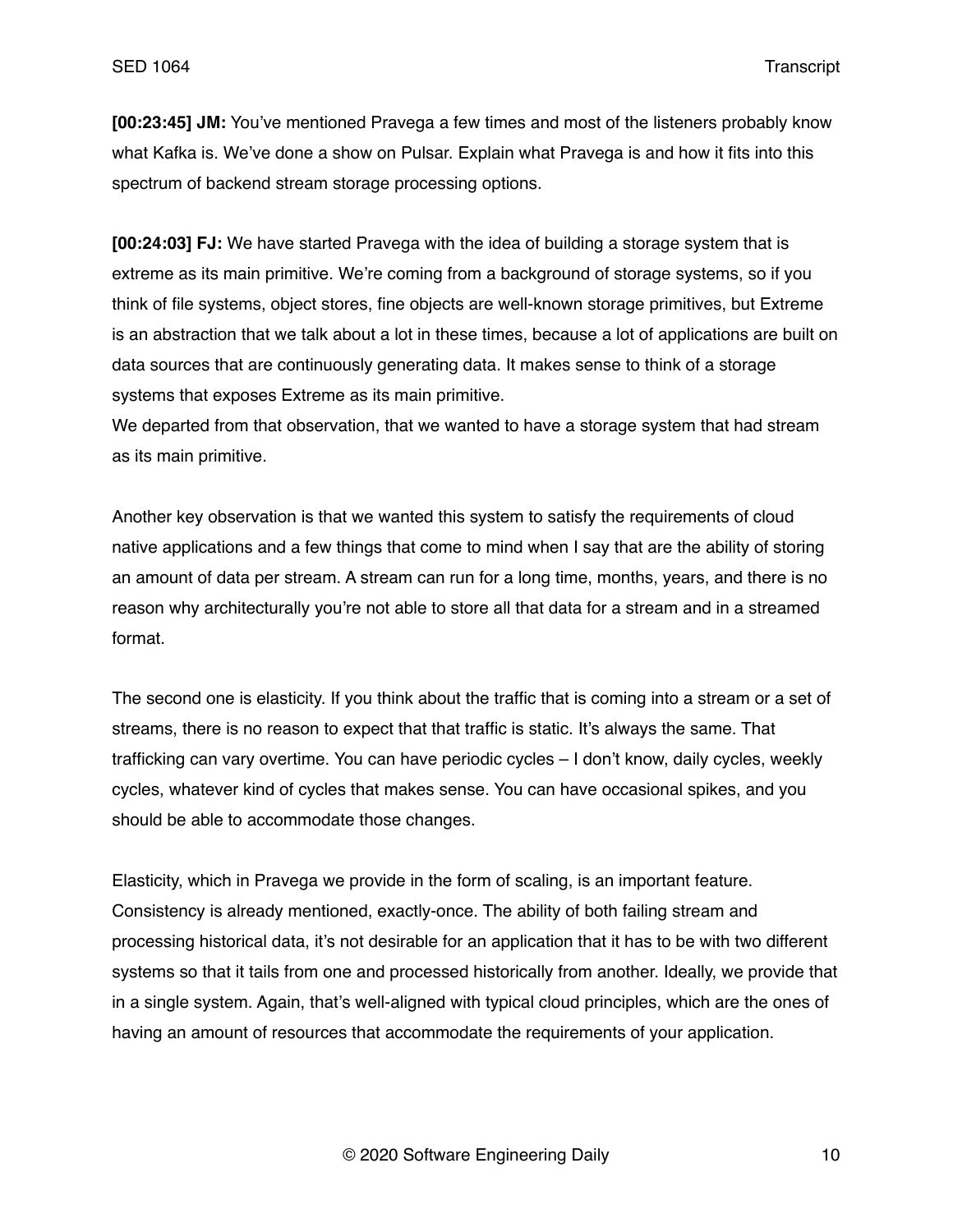**[00:23:45] JM:** You've mentioned Pravega a few times and most of the listeners probably know what Kafka is. We've done a show on Pulsar. Explain what Pravega is and how it fits into this spectrum of backend stream storage processing options.

**[00:24:03] FJ:** We have started Pravega with the idea of building a storage system that is extreme as its main primitive. We're coming from a background of storage systems, so if you think of file systems, object stores, fine objects are well-known storage primitives, but Extreme is an abstraction that we talk about a lot in these times, because a lot of applications are built on data sources that are continuously generating data. It makes sense to think of a storage systems that exposes Extreme as its main primitive.
We departed from that observation, that we wanted to have a storage system that had stream as its main primitive.

Another key observation is that we wanted this system to satisfy the requirements of cloud native applications and a few things that come to mind when I say that are the ability of storing an amount of data per stream. A stream can run for a long time, months, years, and there is no reason why architecturally you're not able to store all that data for a stream and in a streamed format.

The second one is elasticity. If you think about the traffic that is coming into a stream or a set of streams, there is no reason to expect that that traffic is static. It's always the same. That trafficking can vary overtime. You can have periodic cycles – I don't know, daily cycles, weekly cycles, whatever kind of cycles that makes sense. You can have occasional spikes, and you should be able to accommodate those changes.

Elasticity, which in Pravega we provide in the form of scaling, is an important feature. Consistency is already mentioned, exactly-once. The ability of both failing stream and processing historical data, it's not desirable for an application that it has to be with two different systems so that it tails from one and processed historically from another. Ideally, we provide that in a single system. Again, that's well-aligned with typical cloud principles, which are the ones of having an amount of resources that accommodate the requirements of your application.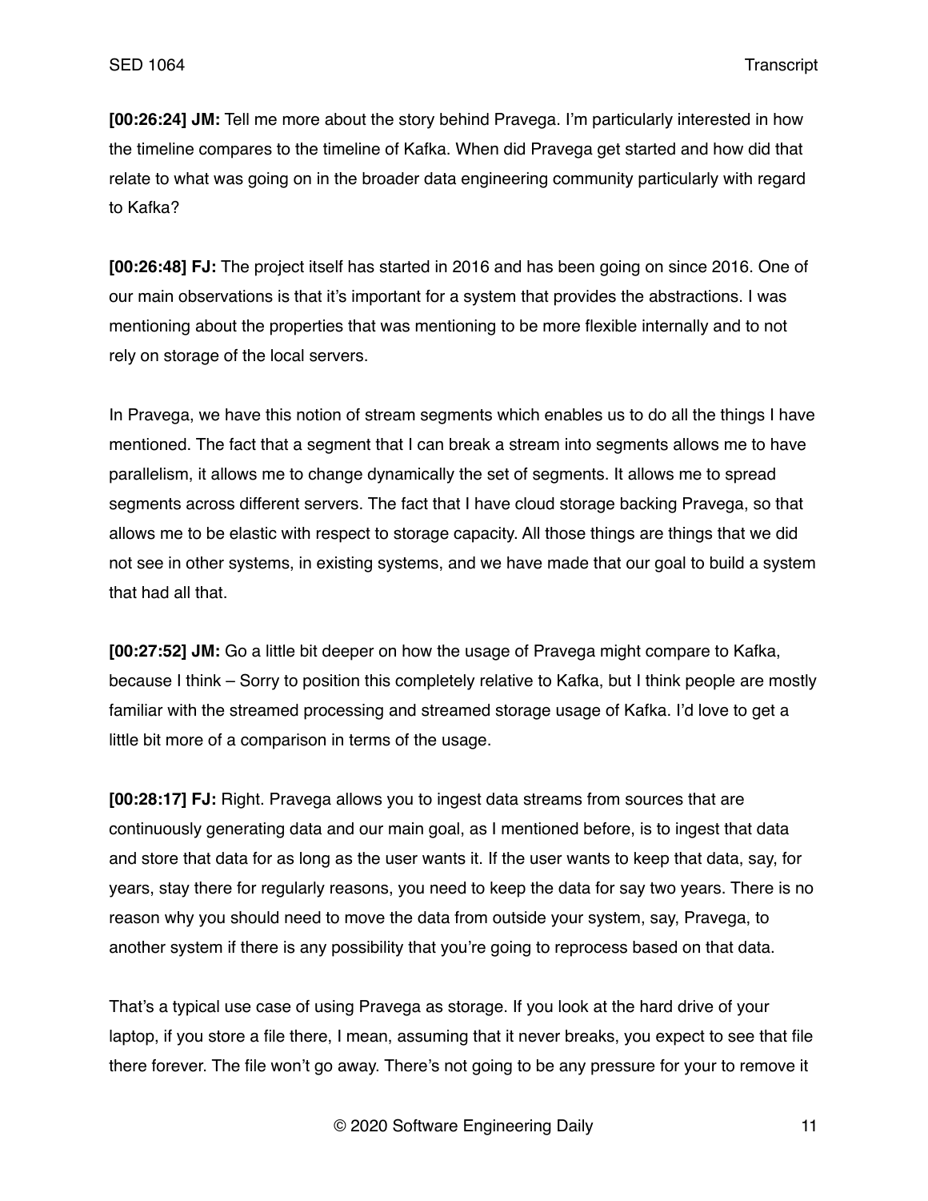**[00:26:24] JM:** Tell me more about the story behind Pravega. I'm particularly interested in how the timeline compares to the timeline of Kafka. When did Pravega get started and how did that relate to what was going on in the broader data engineering community particularly with regard to Kafka?

**[00:26:48] FJ:** The project itself has started in 2016 and has been going on since 2016. One of our main observations is that it's important for a system that provides the abstractions. I was mentioning about the properties that was mentioning to be more flexible internally and to not rely on storage of the local servers.

In Pravega, we have this notion of stream segments which enables us to do all the things I have mentioned. The fact that a segment that I can break a stream into segments allows me to have parallelism, it allows me to change dynamically the set of segments. It allows me to spread segments across different servers. The fact that I have cloud storage backing Pravega, so that allows me to be elastic with respect to storage capacity. All those things are things that we did not see in other systems, in existing systems, and we have made that our goal to build a system that had all that.

**[00:27:52] JM:** Go a little bit deeper on how the usage of Pravega might compare to Kafka, because I think – Sorry to position this completely relative to Kafka, but I think people are mostly familiar with the streamed processing and streamed storage usage of Kafka. I'd love to get a little bit more of a comparison in terms of the usage.

**[00:28:17] FJ:** Right. Pravega allows you to ingest data streams from sources that are continuously generating data and our main goal, as I mentioned before, is to ingest that data and store that data for as long as the user wants it. If the user wants to keep that data, say, for years, stay there for regularly reasons, you need to keep the data for say two years. There is no reason why you should need to move the data from outside your system, say, Pravega, to another system if there is any possibility that you're going to reprocess based on that data.

That's a typical use case of using Pravega as storage. If you look at the hard drive of your laptop, if you store a file there, I mean, assuming that it never breaks, you expect to see that file there forever. The file won't go away. There's not going to be any pressure for your to remove it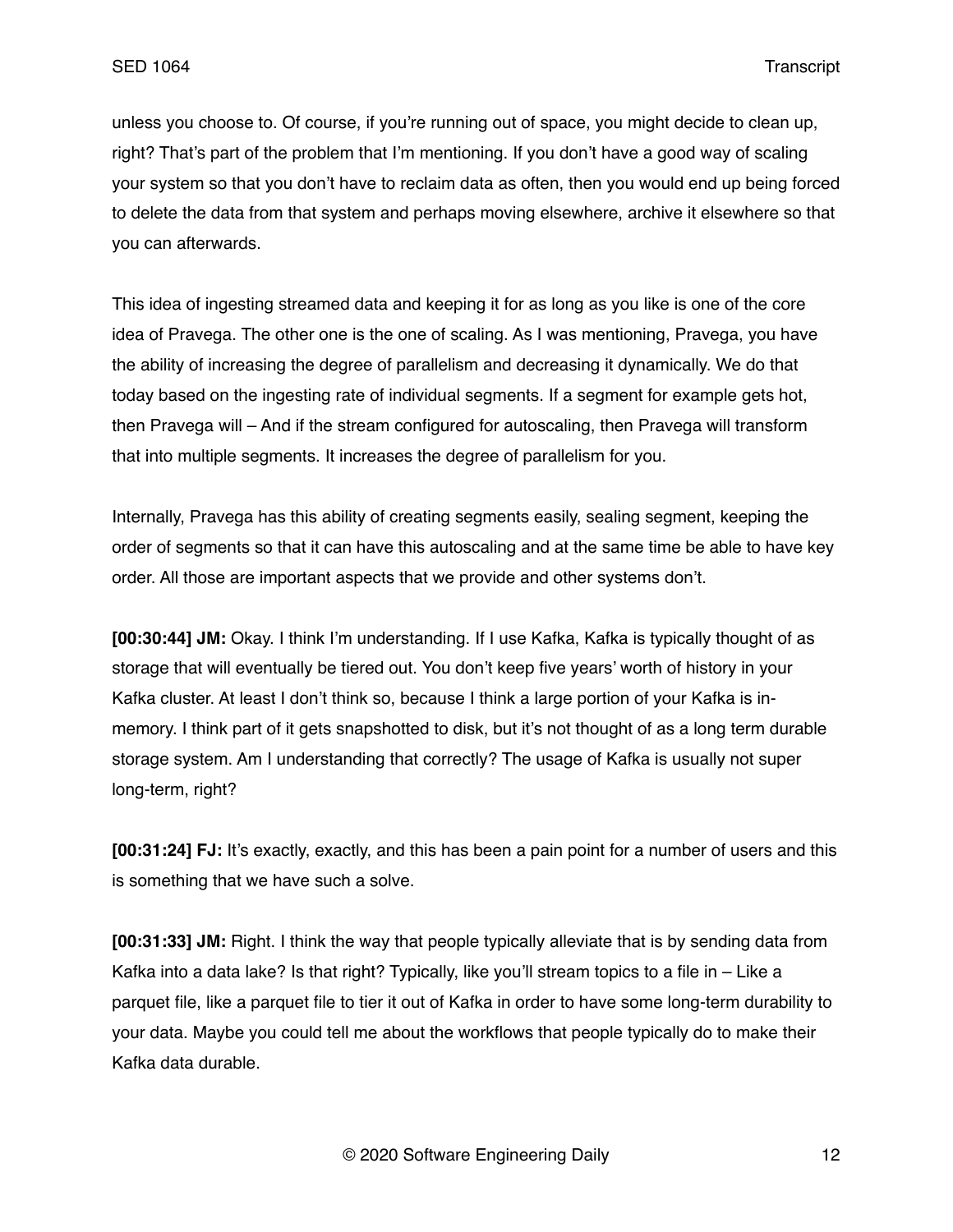unless you choose to. Of course, if you're running out of space, you might decide to clean up, right? That's part of the problem that I'm mentioning. If you don't have a good way of scaling your system so that you don't have to reclaim data as often, then you would end up being forced to delete the data from that system and perhaps moving elsewhere, archive it elsewhere so that you can afterwards.

This idea of ingesting streamed data and keeping it for as long as you like is one of the core idea of Pravega. The other one is the one of scaling. As I was mentioning, Pravega, you have the ability of increasing the degree of parallelism and decreasing it dynamically. We do that today based on the ingesting rate of individual segments. If a segment for example gets hot, then Pravega will – And if the stream configured for autoscaling, then Pravega will transform that into multiple segments. It increases the degree of parallelism for you.

Internally, Pravega has this ability of creating segments easily, sealing segment, keeping the order of segments so that it can have this autoscaling and at the same time be able to have key order. All those are important aspects that we provide and other systems don't.

**[00:30:44] JM:** Okay. I think I'm understanding. If I use Kafka, Kafka is typically thought of as storage that will eventually be tiered out. You don't keep five years' worth of history in your Kafka cluster. At least I don't think so, because I think a large portion of your Kafka is in-memory. I think part of it gets snapshotted to disk, but it's not thought of as a long term durable storage system. Am I understanding that correctly? The usage of Kafka is usually not super long-term, right?

**[00:31:24] FJ:** It's exactly, exactly, and this has been a pain point for a number of users and this is something that we have such a solve.

**[00:31:33] JM:** Right. I think the way that people typically alleviate that is by sending data from Kafka into a data lake? Is that right? Typically, like you'll stream topics to a file in – Like a parquet file, like a parquet file to tier it out of Kafka in order to have some long-term durability to your data. Maybe you could tell me about the workflows that people typically do to make their Kafka data durable.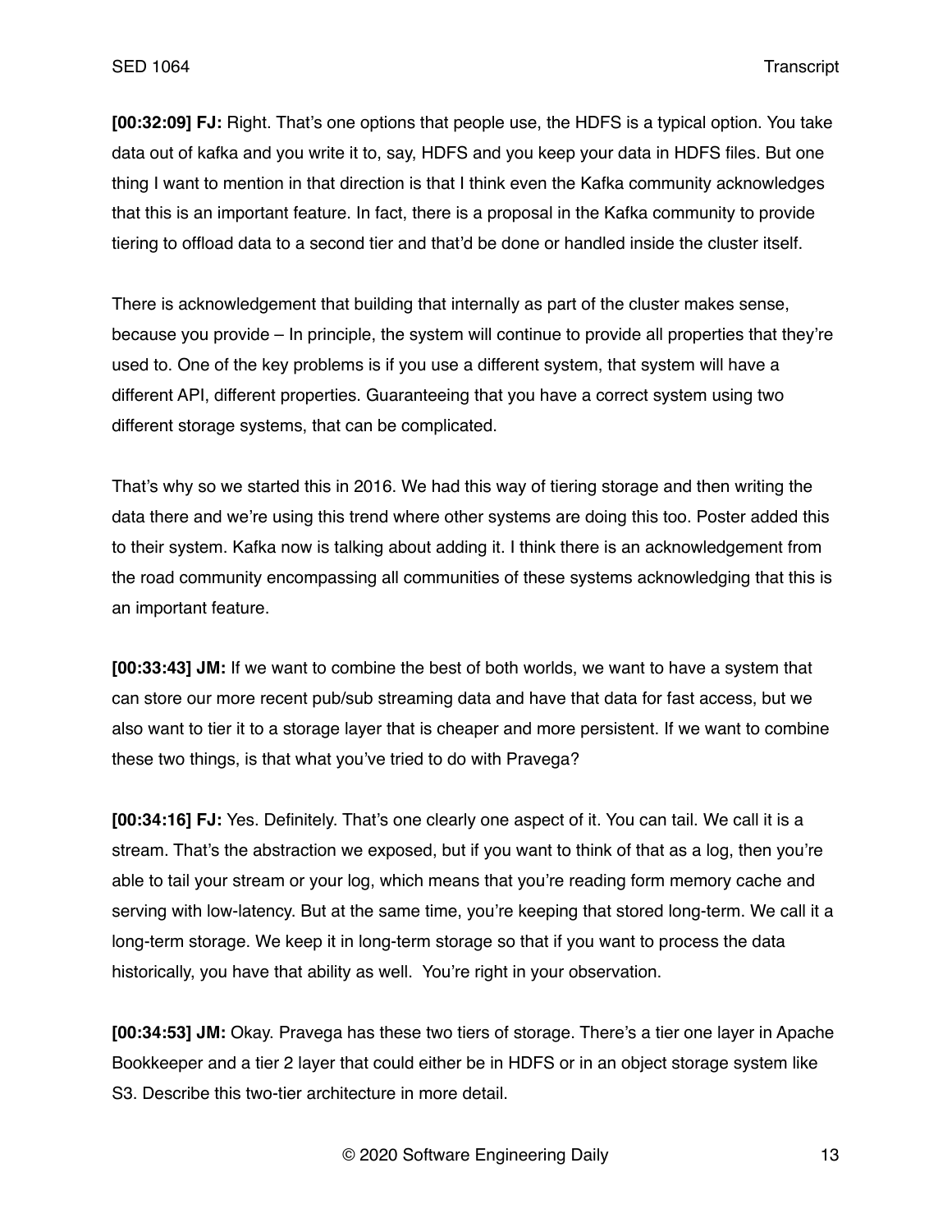**[00:32:09] FJ:** Right. That's one options that people use, the HDFS is a typical option. You take data out of kafka and you write it to, say, HDFS and you keep your data in HDFS files. But one thing I want to mention in that direction is that I think even the Kafka community acknowledges that this is an important feature. In fact, there is a proposal in the Kafka community to provide tiering to offload data to a second tier and that'd be done or handled inside the cluster itself.

There is acknowledgement that building that internally as part of the cluster makes sense, because you provide – In principle, the system will continue to provide all properties that they're used to. One of the key problems is if you use a different system, that system will have a different API, different properties. Guaranteeing that you have a correct system using two different storage systems, that can be complicated.

That's why so we started this in 2016. We had this way of tiering storage and then writing the data there and we're using this trend where other systems are doing this too. Poster added this to their system. Kafka now is talking about adding it. I think there is an acknowledgement from the road community encompassing all communities of these systems acknowledging that this is an important feature.

**[00:33:43] JM:** If we want to combine the best of both worlds, we want to have a system that can store our more recent pub/sub streaming data and have that data for fast access, but we also want to tier it to a storage layer that is cheaper and more persistent. If we want to combine these two things, is that what you've tried to do with Pravega?

**[00:34:16] FJ:** Yes. Definitely. That's one clearly one aspect of it. You can tail. We call it is a stream. That's the abstraction we exposed, but if you want to think of that as a log, then you're able to tail your stream or your log, which means that you're reading form memory cache and serving with low-latency. But at the same time, you're keeping that stored long-term. We call it a long-term storage. We keep it in long-term storage so that if you want to process the data historically, you have that ability as well. You're right in your observation.

**[00:34:53] JM:** Okay. Pravega has these two tiers of storage. There's a tier one layer in Apache Bookkeeper and a tier 2 layer that could either be in HDFS or in an object storage system like S3. Describe this two-tier architecture in more detail.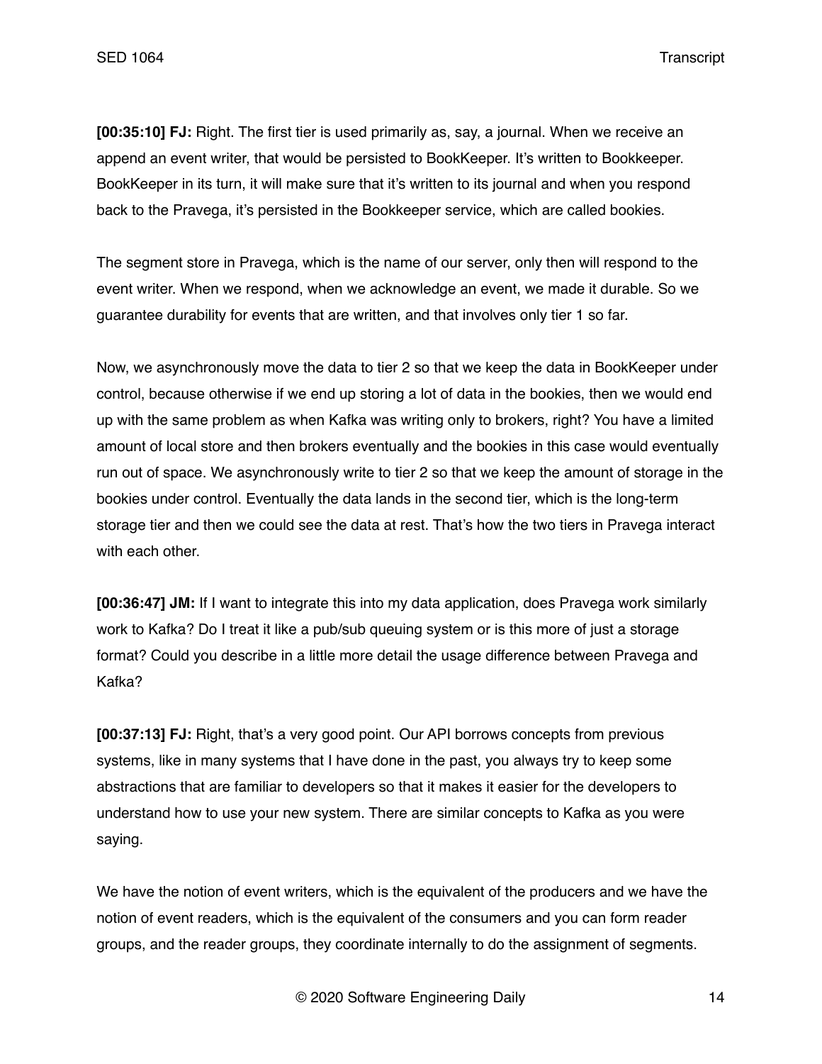**[00:35:10] FJ:** Right. The first tier is used primarily as, say, a journal. When we receive an append an event writer, that would be persisted to BookKeeper. It's written to Bookkeeper. BookKeeper in its turn, it will make sure that it's written to its journal and when you respond back to the Pravega, it's persisted in the Bookkeeper service, which are called bookies.

The segment store in Pravega, which is the name of our server, only then will respond to the event writer. When we respond, when we acknowledge an event, we made it durable. So we guarantee durability for events that are written, and that involves only tier 1 so far.

Now, we asynchronously move the data to tier 2 so that we keep the data in BookKeeper under control, because otherwise if we end up storing a lot of data in the bookies, then we would end up with the same problem as when Kafka was writing only to brokers, right? You have a limited amount of local store and then brokers eventually and the bookies in this case would eventually run out of space. We asynchronously write to tier 2 so that we keep the amount of storage in the bookies under control. Eventually the data lands in the second tier, which is the long-term storage tier and then we could see the data at rest. That's how the two tiers in Pravega interact with each other.

**[00:36:47] JM:** If I want to integrate this into my data application, does Pravega work similarly work to Kafka? Do I treat it like a pub/sub queuing system or is this more of just a storage format? Could you describe in a little more detail the usage difference between Pravega and Kafka?

**[00:37:13] FJ:** Right, that's a very good point. Our API borrows concepts from previous systems, like in many systems that I have done in the past, you always try to keep some abstractions that are familiar to developers so that it makes it easier for the developers to understand how to use your new system. There are similar concepts to Kafka as you were saying.

We have the notion of event writers, which is the equivalent of the producers and we have the notion of event readers, which is the equivalent of the consumers and you can form reader groups, and the reader groups, they coordinate internally to do the assignment of segments.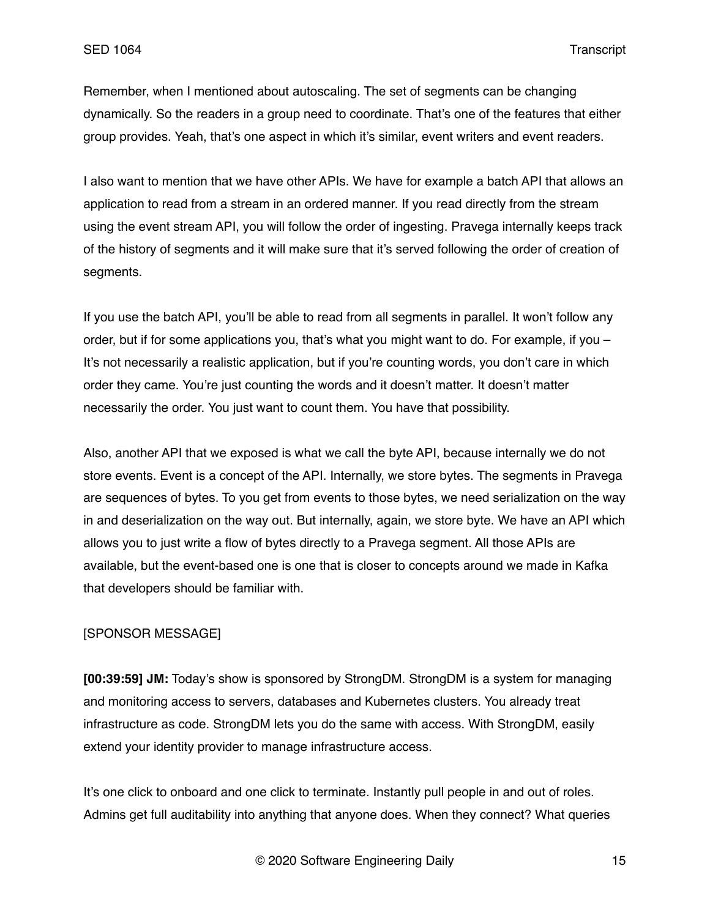Remember, when I mentioned about autoscaling. The set of segments can be changing dynamically. So the readers in a group need to coordinate. That's one of the features that either group provides. Yeah, that's one aspect in which it's similar, event writers and event readers.

I also want to mention that we have other APIs. We have for example a batch API that allows an application to read from a stream in an ordered manner. If you read directly from the stream using the event stream API, you will follow the order of ingesting. Pravega internally keeps track of the history of segments and it will make sure that it's served following the order of creation of segments.

If you use the batch API, you'll be able to read from all segments in parallel. It won't follow any order, but if for some applications you, that's what you might want to do. For example, if you – It's not necessarily a realistic application, but if you're counting words, you don't care in which order they came. You're just counting the words and it doesn't matter. It doesn't matter necessarily the order. You just want to count them. You have that possibility.

Also, another API that we exposed is what we call the byte API, because internally we do not store events. Event is a concept of the API. Internally, we store bytes. The segments in Pravega are sequences of bytes. To you get from events to those bytes, we need serialization on the way in and deserialization on the way out. But internally, again, we store byte. We have an API which allows you to just write a flow of bytes directly to a Pravega segment. All those APIs are available, but the event-based one is one that is closer to concepts around we made in Kafka that developers should be familiar with.

[SPONSOR MESSAGE]

**[00:39:59] JM:** Today's show is sponsored by StrongDM. StrongDM is a system for managing and monitoring access to servers, databases and Kubernetes clusters. You already treat infrastructure as code. StrongDM lets you do the same with access. With StrongDM, easily extend your identity provider to manage infrastructure access.

It's one click to onboard and one click to terminate. Instantly pull people in and out of roles. Admins get full auditability into anything that anyone does. When they connect? What queries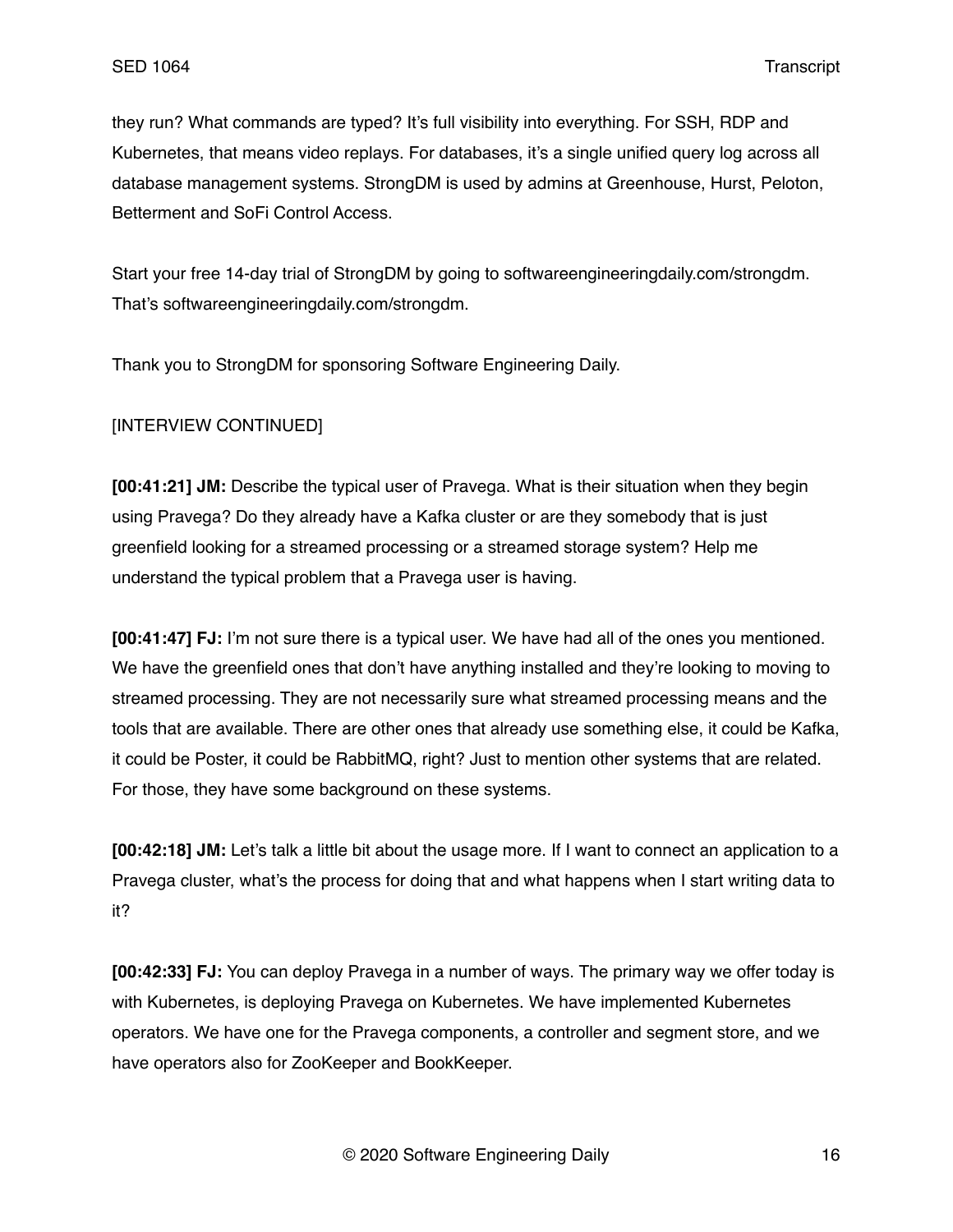they run? What commands are typed? It's full visibility into everything. For SSH, RDP and Kubernetes, that means video replays. For databases, it's a single unified query log across all database management systems. StrongDM is used by admins at Greenhouse, Hurst, Peloton, Betterment and SoFi Control Access.

Start your free 14-day trial of StrongDM by going to softwareengineeringdaily.com/strongdm. That's softwareengineeringdaily.com/strongdm.

Thank you to StrongDM for sponsoring Software Engineering Daily.

[INTERVIEW CONTINUED]

**[00:41:21] JM:** Describe the typical user of Pravega. What is their situation when they begin using Pravega? Do they already have a Kafka cluster or are they somebody that is just greenfield looking for a streamed processing or a streamed storage system? Help me understand the typical problem that a Pravega user is having.

**[00:41:47] FJ:** I'm not sure there is a typical user. We have had all of the ones you mentioned. We have the greenfield ones that don't have anything installed and they're looking to moving to streamed processing. They are not necessarily sure what streamed processing means and the tools that are available. There are other ones that already use something else, it could be Kafka, it could be Poster, it could be RabbitMQ, right? Just to mention other systems that are related. For those, they have some background on these systems.

**[00:42:18] JM:** Let's talk a little bit about the usage more. If I want to connect an application to a Pravega cluster, what's the process for doing that and what happens when I start writing data to it?

**[00:42:33] FJ:** You can deploy Pravega in a number of ways. The primary way we offer today is with Kubernetes, is deploying Pravega on Kubernetes. We have implemented Kubernetes operators. We have one for the Pravega components, a controller and segment store, and we have operators also for ZooKeeper and BookKeeper.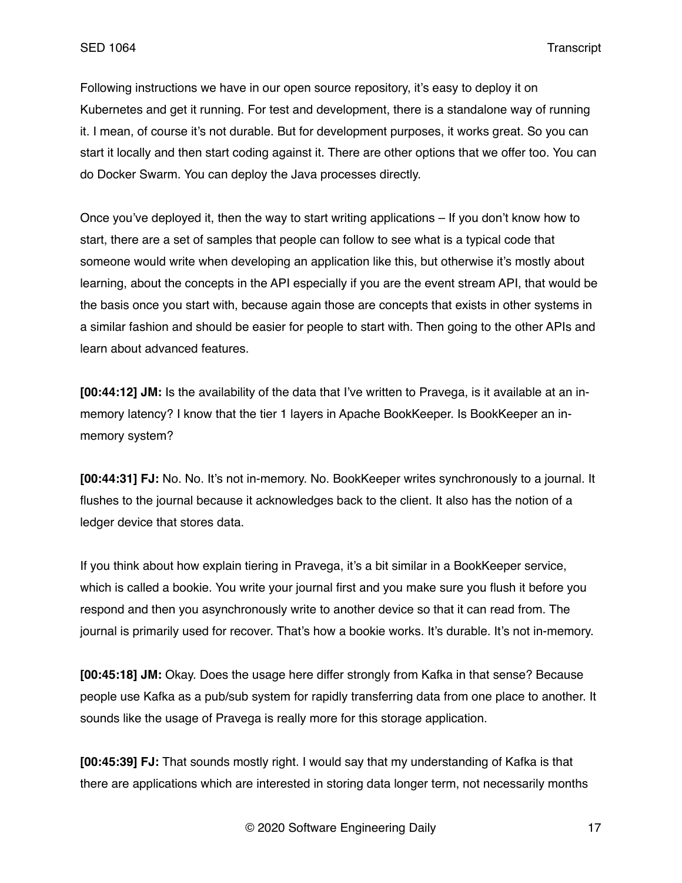Following instructions we have in our open source repository, it's easy to deploy it on Kubernetes and get it running. For test and development, there is a standalone way of running it. I mean, of course it's not durable. But for development purposes, it works great. So you can start it locally and then start coding against it. There are other options that we offer too. You can do Docker Swarm. You can deploy the Java processes directly.

Once you've deployed it, then the way to start writing applications – If you don't know how to start, there are a set of samples that people can follow to see what is a typical code that someone would write when developing an application like this, but otherwise it's mostly about learning, about the concepts in the API especially if you are the event stream API, that would be the basis once you start with, because again those are concepts that exists in other systems in a similar fashion and should be easier for people to start with. Then going to the other APIs and learn about advanced features.

**[00:44:12] JM:** Is the availability of the data that I've written to Pravega, is it available at an in-memory latency? I know that the tier 1 layers in Apache BookKeeper. Is BookKeeper an in-memory system?

**[00:44:31] FJ:** No. No. It's not in-memory. No. BookKeeper writes synchronously to a journal. It flushes to the journal because it acknowledges back to the client. It also has the notion of a ledger device that stores data.

If you think about how explain tiering in Pravega, it's a bit similar in a BookKeeper service, which is called a bookie. You write your journal first and you make sure you flush it before you respond and then you asynchronously write to another device so that it can read from. The journal is primarily used for recover. That's how a bookie works. It's durable. It's not in-memory.

**[00:45:18] JM:** Okay. Does the usage here differ strongly from Kafka in that sense? Because people use Kafka as a pub/sub system for rapidly transferring data from one place to another. It sounds like the usage of Pravega is really more for this storage application.

**[00:45:39] FJ:** That sounds mostly right. I would say that my understanding of Kafka is that there are applications which are interested in storing data longer term, not necessarily months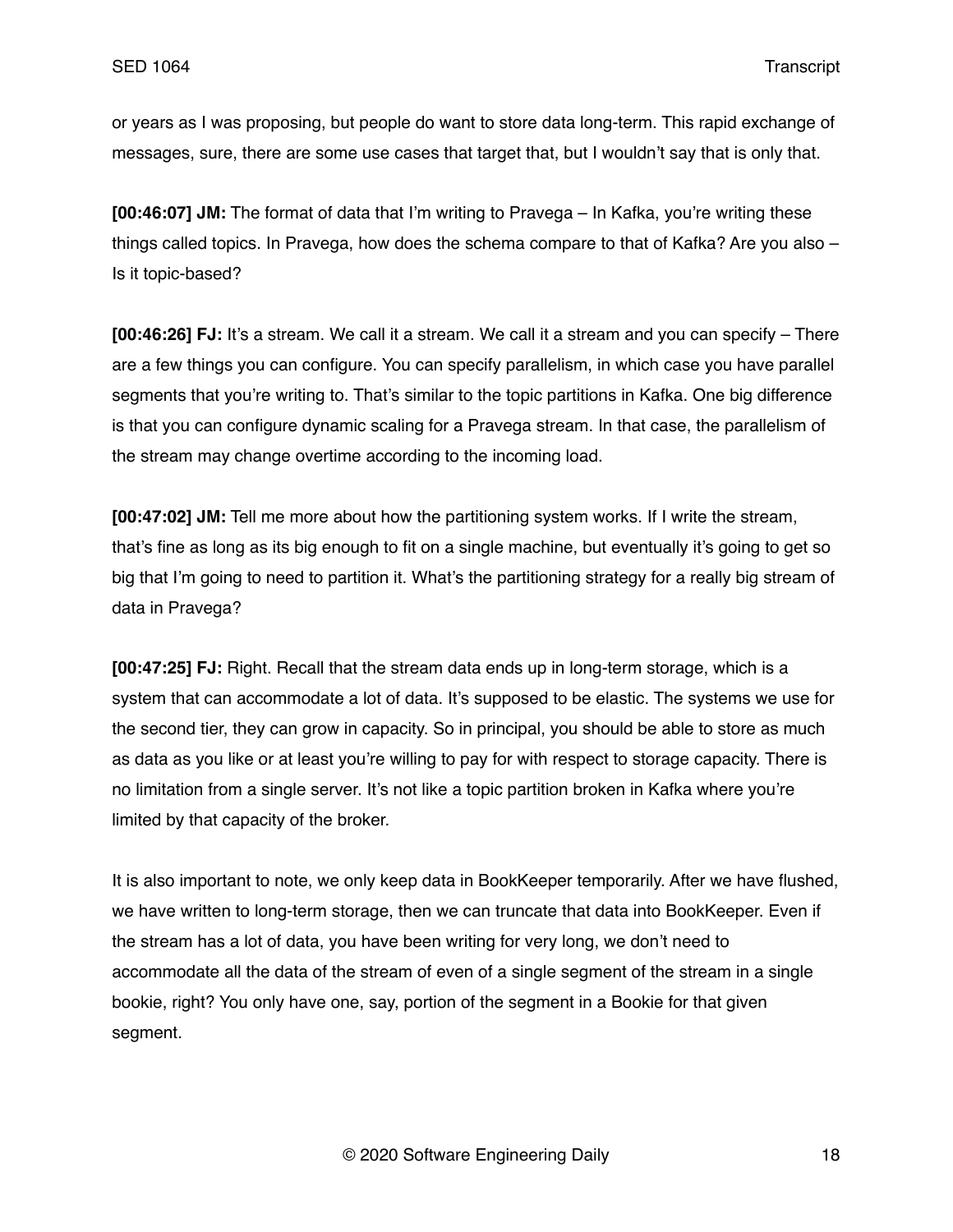or years as I was proposing, but people do want to store data long-term. This rapid exchange of messages, sure, there are some use cases that target that, but I wouldn't say that is only that.

**[00:46:07] JM:** The format of data that I'm writing to Pravega – In Kafka, you're writing these things called topics. In Pravega, how does the schema compare to that of Kafka? Are you also – Is it topic-based?

**[00:46:26] FJ:** It's a stream. We call it a stream. We call it a stream and you can specify – There are a few things you can configure. You can specify parallelism, in which case you have parallel segments that you're writing to. That's similar to the topic partitions in Kafka. One big difference is that you can configure dynamic scaling for a Pravega stream. In that case, the parallelism of the stream may change overtime according to the incoming load.

**[00:47:02] JM:** Tell me more about how the partitioning system works. If I write the stream, that's fine as long as its big enough to fit on a single machine, but eventually it's going to get so big that I'm going to need to partition it. What's the partitioning strategy for a really big stream of data in Pravega?

**[00:47:25] FJ:** Right. Recall that the stream data ends up in long-term storage, which is a system that can accommodate a lot of data. It's supposed to be elastic. The systems we use for the second tier, they can grow in capacity. So in principal, you should be able to store as much as data as you like or at least you're willing to pay for with respect to storage capacity. There is no limitation from a single server. It's not like a topic partition broken in Kafka where you're limited by that capacity of the broker.

It is also important to note, we only keep data in BookKeeper temporarily. After we have flushed, we have written to long-term storage, then we can truncate that data into BookKeeper. Even if the stream has a lot of data, you have been writing for very long, we don't need to accommodate all the data of the stream of even of a single segment of the stream in a single bookie, right? You only have one, say, portion of the segment in a Bookie for that given segment.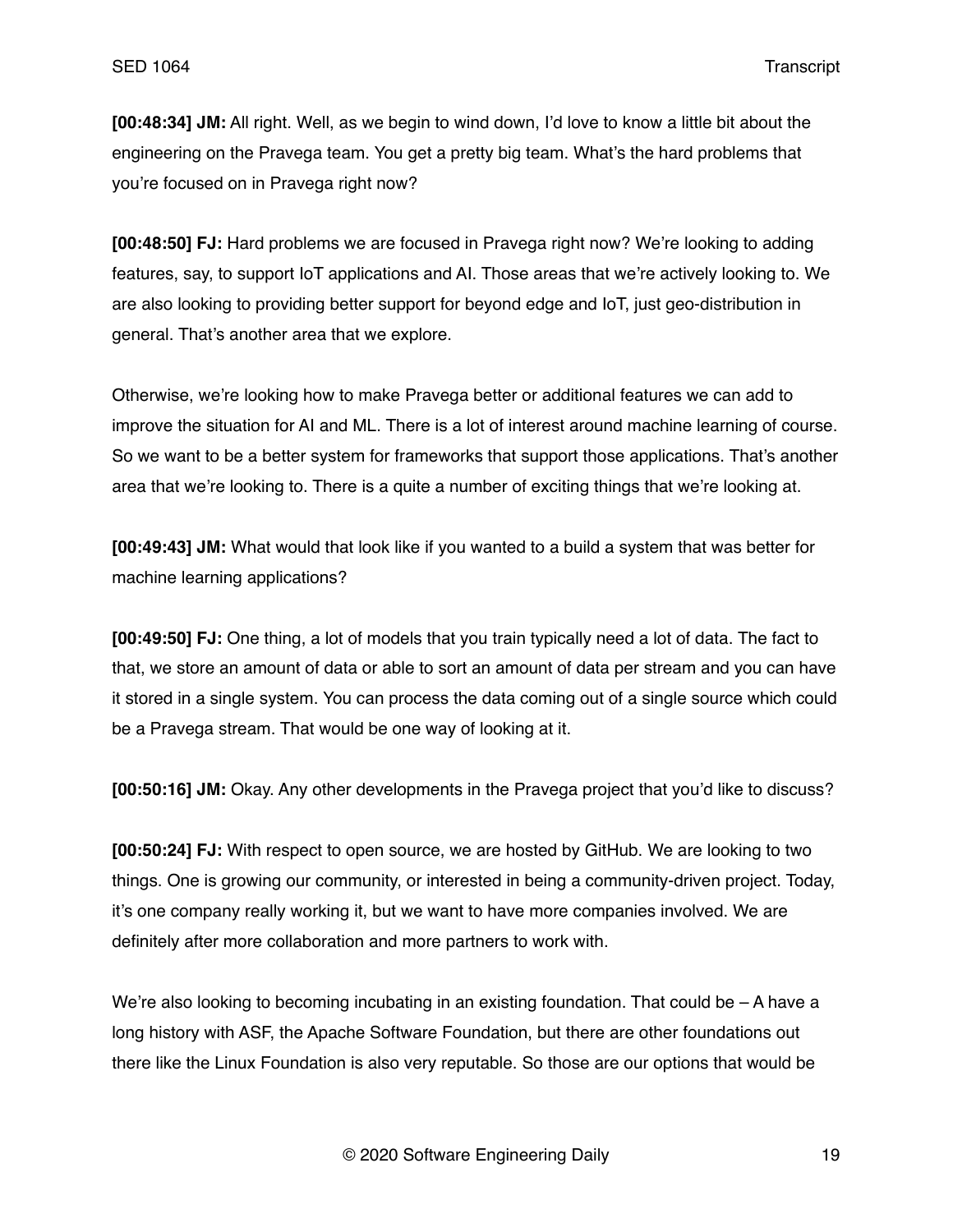**[00:48:34] JM:** All right. Well, as we begin to wind down, I'd love to know a little bit about the engineering on the Pravega team. You get a pretty big team. What's the hard problems that you're focused on in Pravega right now?

**[00:48:50] FJ:** Hard problems we are focused in Pravega right now? We're looking to adding features, say, to support IoT applications and AI. Those areas that we're actively looking to. We are also looking to providing better support for beyond edge and IoT, just geo-distribution in general. That's another area that we explore.

Otherwise, we're looking how to make Pravega better or additional features we can add to improve the situation for AI and ML. There is a lot of interest around machine learning of course. So we want to be a better system for frameworks that support those applications. That's another area that we're looking to. There is a quite a number of exciting things that we're looking at.

**[00:49:43] JM:** What would that look like if you wanted to a build a system that was better for machine learning applications?

**[00:49:50] FJ:** One thing, a lot of models that you train typically need a lot of data. The fact to that, we store an amount of data or able to sort an amount of data per stream and you can have it stored in a single system. You can process the data coming out of a single source which could be a Pravega stream. That would be one way of looking at it.

**[00:50:16] JM:** Okay. Any other developments in the Pravega project that you'd like to discuss?

**[00:50:24] FJ:** With respect to open source, we are hosted by GitHub. We are looking to two things. One is growing our community, or interested in being a community-driven project. Today, it's one company really working it, but we want to have more companies involved. We are definitely after more collaboration and more partners to work with.

We're also looking to becoming incubating in an existing foundation. That could be – A have a long history with ASF, the Apache Software Foundation, but there are other foundations out there like the Linux Foundation is also very reputable. So those are our options that would be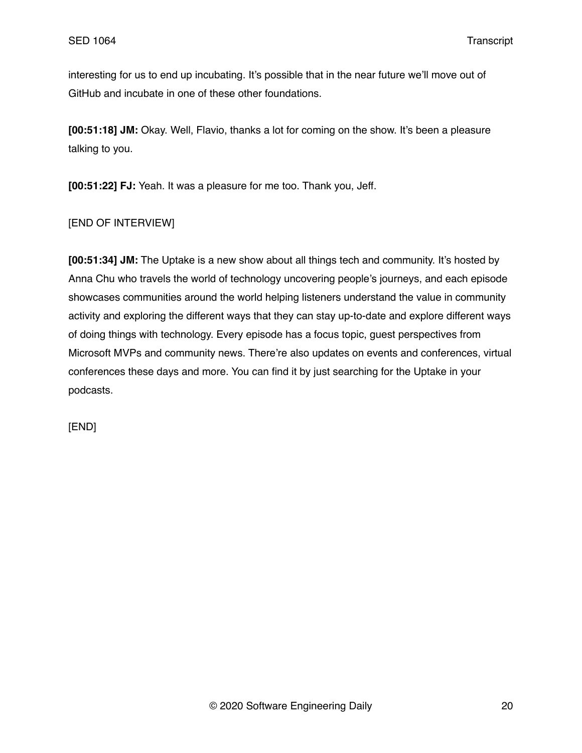interesting for us to end up incubating. It's possible that in the near future we'll move out of GitHub and incubate in one of these other foundations.

**[00:51:18] JM:** Okay. Well, Flavio, thanks a lot for coming on the show. It's been a pleasure talking to you.

**[00:51:22] FJ:** Yeah. It was a pleasure for me too. Thank you, Jeff.

[END OF INTERVIEW]

**[00:51:34] JM:** The Uptake is a new show about all things tech and community. It's hosted by Anna Chu who travels the world of technology uncovering people's journeys, and each episode showcases communities around the world helping listeners understand the value in community activity and exploring the different ways that they can stay up-to-date and explore different ways of doing things with technology. Every episode has a focus topic, guest perspectives from Microsoft MVPs and community news. There're also updates on events and conferences, virtual conferences these days and more. You can find it by just searching for the Uptake in your podcasts.

[END]